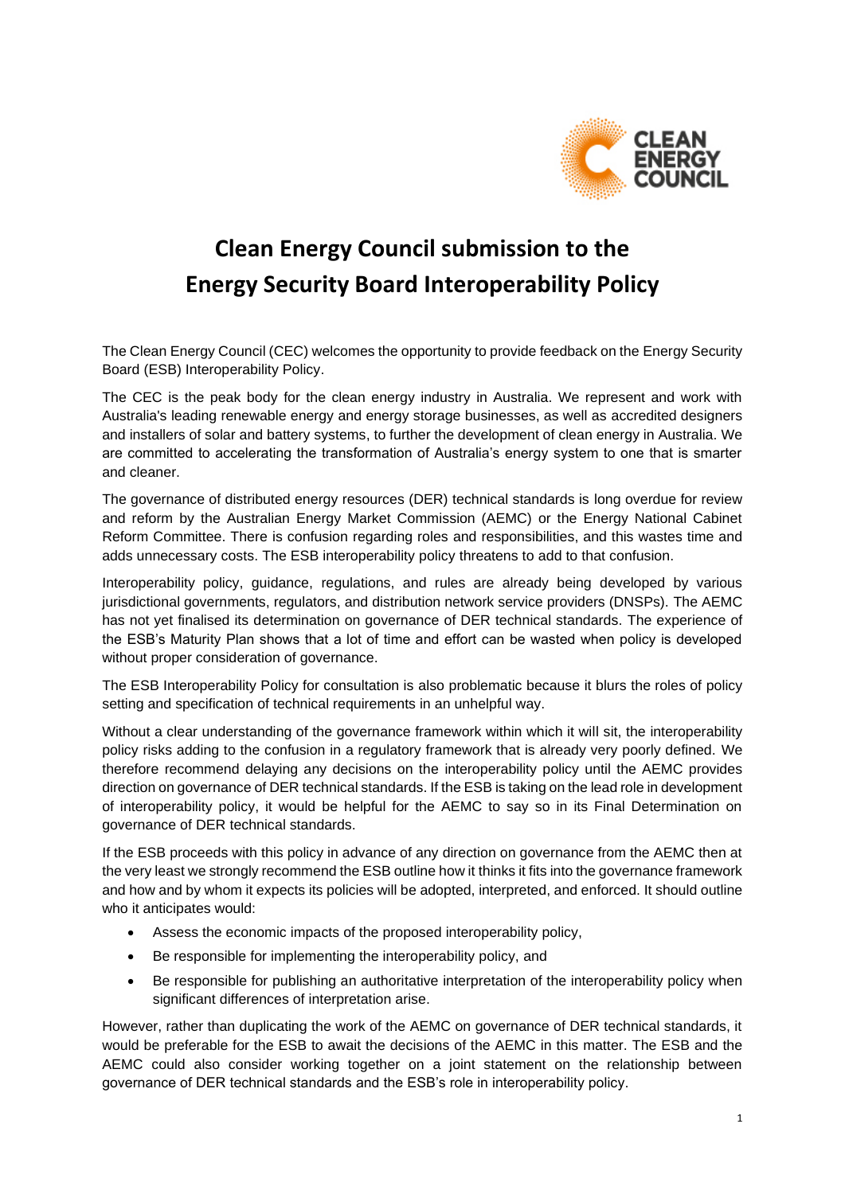# Clean Energy Council submission to the Energy Security Board Interoperability Policy

The Clean Energy Council (CEC) welcomes the opportunity to provide feedback on the Energy Security Board (ESB) Interoperability Policy.

The CEC is the peak body for the clean energy industry in Australia. We represent and work with Australia's leading renewable energy and energy storage businesses, as well as accredited designers and installers of solar and battery systems, to further the development of clean energy in Australia. We are committed to accelerating the transformation of Australia's energy system to one that is smarter and cleaner.

The governance of distributed energy resources (DER) technical standards is long overdue for review and reform by the Australian Energy Market Commission (AEMC) or the Energy National Cabinet Reform Committee. There is confusion regarding roles and responsibilities, and this wastes time and adds unnecessary costs. The ESB interoperability policy threatens to add to that confusion.

Interoperability policy, guidance, regulations, and rules are already being developed by various jurisdictional governments, regulators, and distribution network service providers (DNSPs). The AEMC has not yet finalised its determination on governance of DER technical standards. The experience of the ESB's Maturity Plan shows that a lot of time and effort can be wasted when policy is developed without proper consideration of governance.

The ESB Interoperability Policy for consultation is also problematic because it blurs the roles of policy setting and specification of technical requirements in an unhelpful way.

Without a clear understanding of the governance framework within which it will sit, the interoperability policy risks adding to the confusion in a regulatory framework that is already very poorly defined. We therefore recommend delaying any decisions on the interoperability policy until the AEMC provides direction on governance of DER technical standards. If the ESB is taking on the lead role in development of interoperability policy, it would be helpful for the AEMC to say so in its Final Determination on governance of DER technical standards.

If the ESB proceeds with this policy in advance of any direction on governance from the AEMC then at the very least we strongly recommend the ESB outline how it thinks it fits into the governance framework and how and by whom it expects its policies will be adopted, interpreted, and enforced. It should outline who it anticipates would:

- Assess the economic impacts of the proposed interoperability policy,
- Be responsible for implementing the interoperability policy, and
- Be responsible for publishing an authoritative interpretation of the interoperability policy when significant differences of interpretation arise.

However, rather than duplicating the work of the AEMC on governance of DER technical standards, it would be preferable for the ESB to await the decisions of the AEMC in this matter. The ESB and the AEMC could also consider working together on a joint statement on the relationship between governance of DER technical standards and the ESB's role in interoperability policy.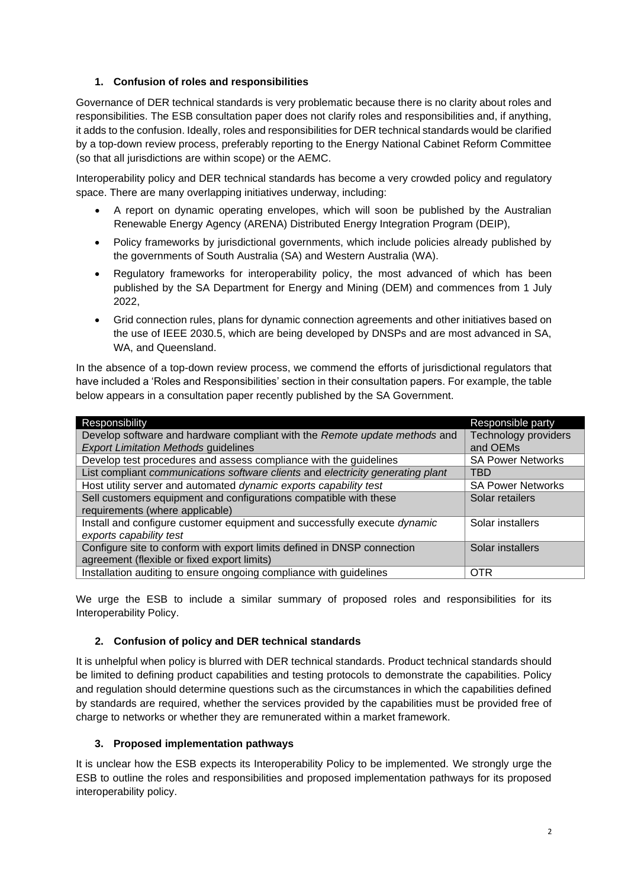## 1. Confusion of roles and responsibilities

Governance of DER technical standards is very problematic because there is no clarity about roles and responsibilities. The ESB consultation paper does not clarify roles and responsibilities and, if anything, it adds to the confusion. Ideally, roles and responsibilities for DER technical standards would be clarified by a top-down review process, preferably reporting to the Energy National Cabinet Reform Committee (so that all jurisdictions are within scope) or the AEMC.

Interoperability policy and DER technical standards has become a very crowded policy and regulatory space. There are many overlapping initiatives underway, including:

- A report on dynamic operating envelopes, which will soon be published by the Australian Renewable Energy Agency (ARENA) Distributed Energy Integration Program (DEIP),
- Policy frameworks by jurisdictional governments, which include policies already published by the governments of South Australia (SA) and Western Australia (WA).
- Regulatory frameworks for interoperability policy, the most advanced of which has been published by the SA Department for Energy and Mining (DEM) and commences from 1 July 2022,
- Grid connection rules, plans for dynamic connection agreements and other initiatives based on the use of IEEE 2030.5, which are being developed by DNSPs and are most advanced in SA, WA, and Queensland.

In the absence of a top-down review process, we commend the efforts of jurisdictional regulators that have included a 'Roles and Responsibilities' section in their consultation papers. For example, the table below appears in a consultation paper recently published by the SA Government.

| Responsibility | Responsible party |
|---|---|
| Develop software and hardware compliant with the *Remote update methods* and *Export Limitation Methods* guidelines | Technology providers and OEMs |
| Develop test procedures and assess compliance with the guidelines | SA Power Networks |
| List compliant *communications software clients* and *electricity generating plant* | TBD |
| Host utility server and automated *dynamic exports capability test* | SA Power Networks |
| Sell customers equipment and configurations compatible with these requirements (where applicable) | Solar retailers |
| Install and configure customer equipment and successfully execute *dynamic exports capability test* | Solar installers |
| Configure site to conform with export limits defined in DNSP connection agreement (flexible or fixed export limits) | Solar installers |
| Installation auditing to ensure ongoing compliance with guidelines | OTR |

We urge the ESB to include a similar summary of proposed roles and responsibilities for its Interoperability Policy.

## 2. Confusion of policy and DER technical standards

It is unhelpful when policy is blurred with DER technical standards. Product technical standards should be limited to defining product capabilities and testing protocols to demonstrate the capabilities. Policy and regulation should determine questions such as the circumstances in which the capabilities defined by standards are required, whether the services provided by the capabilities must be provided free of charge to networks or whether they are remunerated within a market framework.

## 3. Proposed implementation pathways

It is unclear how the ESB expects its Interoperability Policy to be implemented. We strongly urge the ESB to outline the roles and responsibilities and proposed implementation pathways for its proposed interoperability policy.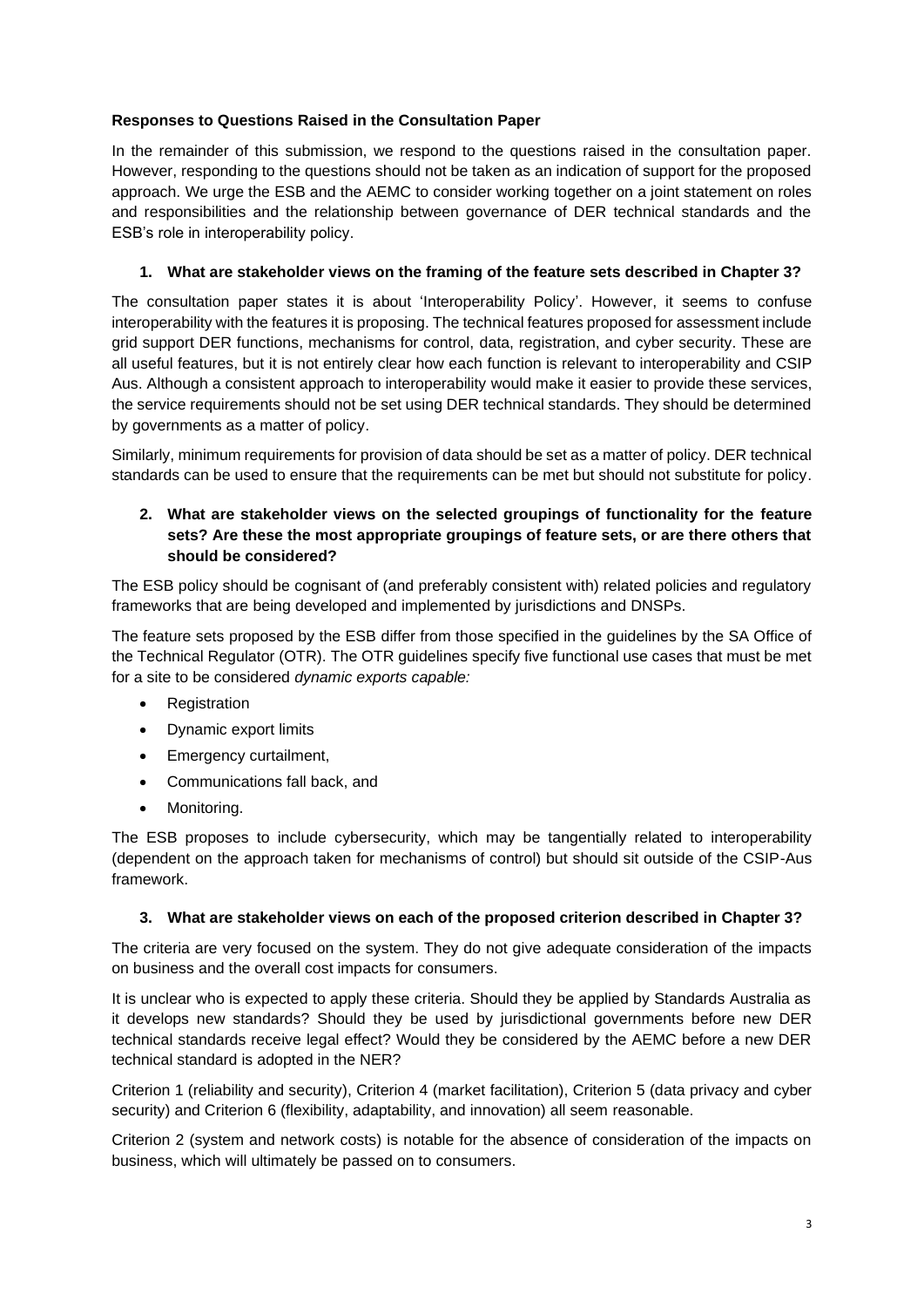**Responses to Questions Raised in the Consultation Paper**

In the remainder of this submission, we respond to the questions raised in the consultation paper. However, responding to the questions should not be taken as an indication of support for the proposed approach. We urge the ESB and the AEMC to consider working together on a joint statement on roles and responsibilities and the relationship between governance of DER technical standards and the ESB's role in interoperability policy.

**1. What are stakeholder views on the framing of the feature sets described in Chapter 3?**

The consultation paper states it is about 'Interoperability Policy'. However, it seems to confuse interoperability with the features it is proposing. The technical features proposed for assessment include grid support DER functions, mechanisms for control, data, registration, and cyber security. These are all useful features, but it is not entirely clear how each function is relevant to interoperability and CSIP Aus. Although a consistent approach to interoperability would make it easier to provide these services, the service requirements should not be set using DER technical standards. They should be determined by governments as a matter of policy.

Similarly, minimum requirements for provision of data should be set as a matter of policy. DER technical standards can be used to ensure that the requirements can be met but should not substitute for policy.

**2. What are stakeholder views on the selected groupings of functionality for the feature sets? Are these the most appropriate groupings of feature sets, or are there others that should be considered?**

The ESB policy should be cognisant of (and preferably consistent with) related policies and regulatory frameworks that are being developed and implemented by jurisdictions and DNSPs.

The feature sets proposed by the ESB differ from those specified in the guidelines by the SA Office of the Technical Regulator (OTR). The OTR guidelines specify five functional use cases that must be met for a site to be considered *dynamic exports capable:*

- Registration
- Dynamic export limits
- Emergency curtailment,
- Communications fall back, and
- Monitoring.

The ESB proposes to include cybersecurity, which may be tangentially related to interoperability (dependent on the approach taken for mechanisms of control) but should sit outside of the CSIP-Aus framework.

**3. What are stakeholder views on each of the proposed criterion described in Chapter 3?**

The criteria are very focused on the system. They do not give adequate consideration of the impacts on business and the overall cost impacts for consumers.

It is unclear who is expected to apply these criteria. Should they be applied by Standards Australia as it develops new standards? Should they be used by jurisdictional governments before new DER technical standards receive legal effect? Would they be considered by the AEMC before a new DER technical standard is adopted in the NER?

Criterion 1 (reliability and security), Criterion 4 (market facilitation), Criterion 5 (data privacy and cyber security) and Criterion 6 (flexibility, adaptability, and innovation) all seem reasonable.

Criterion 2 (system and network costs) is notable for the absence of consideration of the impacts on business, which will ultimately be passed on to consumers.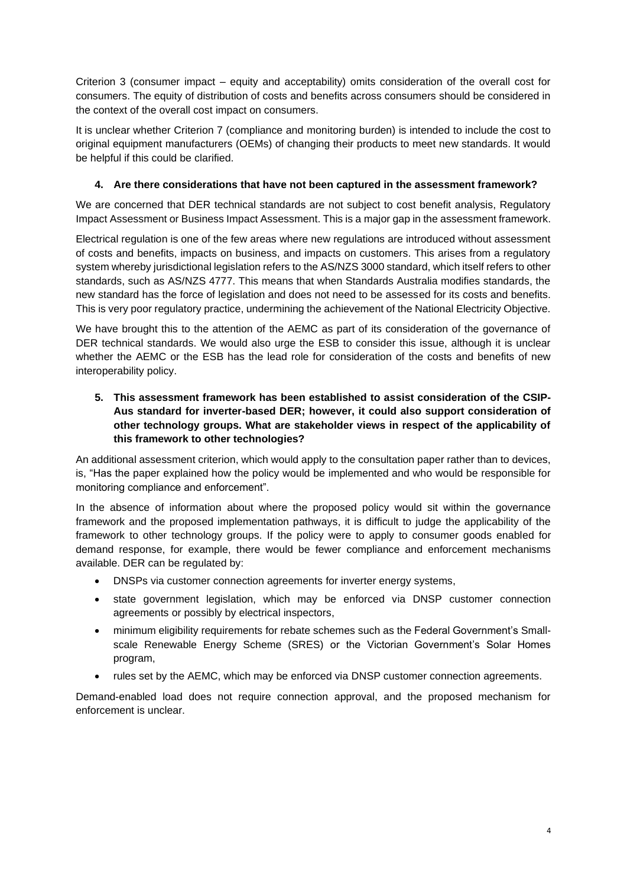Criterion 3 (consumer impact – equity and acceptability) omits consideration of the overall cost for consumers. The equity of distribution of costs and benefits across consumers should be considered in the context of the overall cost impact on consumers.

It is unclear whether Criterion 7 (compliance and monitoring burden) is intended to include the cost to original equipment manufacturers (OEMs) of changing their products to meet new standards. It would be helpful if this could be clarified.

**4. Are there considerations that have not been captured in the assessment framework?**

We are concerned that DER technical standards are not subject to cost benefit analysis, Regulatory Impact Assessment or Business Impact Assessment. This is a major gap in the assessment framework.

Electrical regulation is one of the few areas where new regulations are introduced without assessment of costs and benefits, impacts on business, and impacts on customers. This arises from a regulatory system whereby jurisdictional legislation refers to the AS/NZS 3000 standard, which itself refers to other standards, such as AS/NZS 4777. This means that when Standards Australia modifies standards, the new standard has the force of legislation and does not need to be assessed for its costs and benefits. This is very poor regulatory practice, undermining the achievement of the National Electricity Objective.

We have brought this to the attention of the AEMC as part of its consideration of the governance of DER technical standards. We would also urge the ESB to consider this issue, although it is unclear whether the AEMC or the ESB has the lead role for consideration of the costs and benefits of new interoperability policy.

**5. This assessment framework has been established to assist consideration of the CSIP-Aus standard for inverter-based DER; however, it could also support consideration of other technology groups. What are stakeholder views in respect of the applicability of this framework to other technologies?**

An additional assessment criterion, which would apply to the consultation paper rather than to devices, is, "Has the paper explained how the policy would be implemented and who would be responsible for monitoring compliance and enforcement".

In the absence of information about where the proposed policy would sit within the governance framework and the proposed implementation pathways, it is difficult to judge the applicability of the framework to other technology groups. If the policy were to apply to consumer goods enabled for demand response, for example, there would be fewer compliance and enforcement mechanisms available. DER can be regulated by:

- DNSPs via customer connection agreements for inverter energy systems,
- state government legislation, which may be enforced via DNSP customer connection agreements or possibly by electrical inspectors,
- minimum eligibility requirements for rebate schemes such as the Federal Government's Small-scale Renewable Energy Scheme (SRES) or the Victorian Government's Solar Homes program,
- rules set by the AEMC, which may be enforced via DNSP customer connection agreements.

Demand-enabled load does not require connection approval, and the proposed mechanism for enforcement is unclear.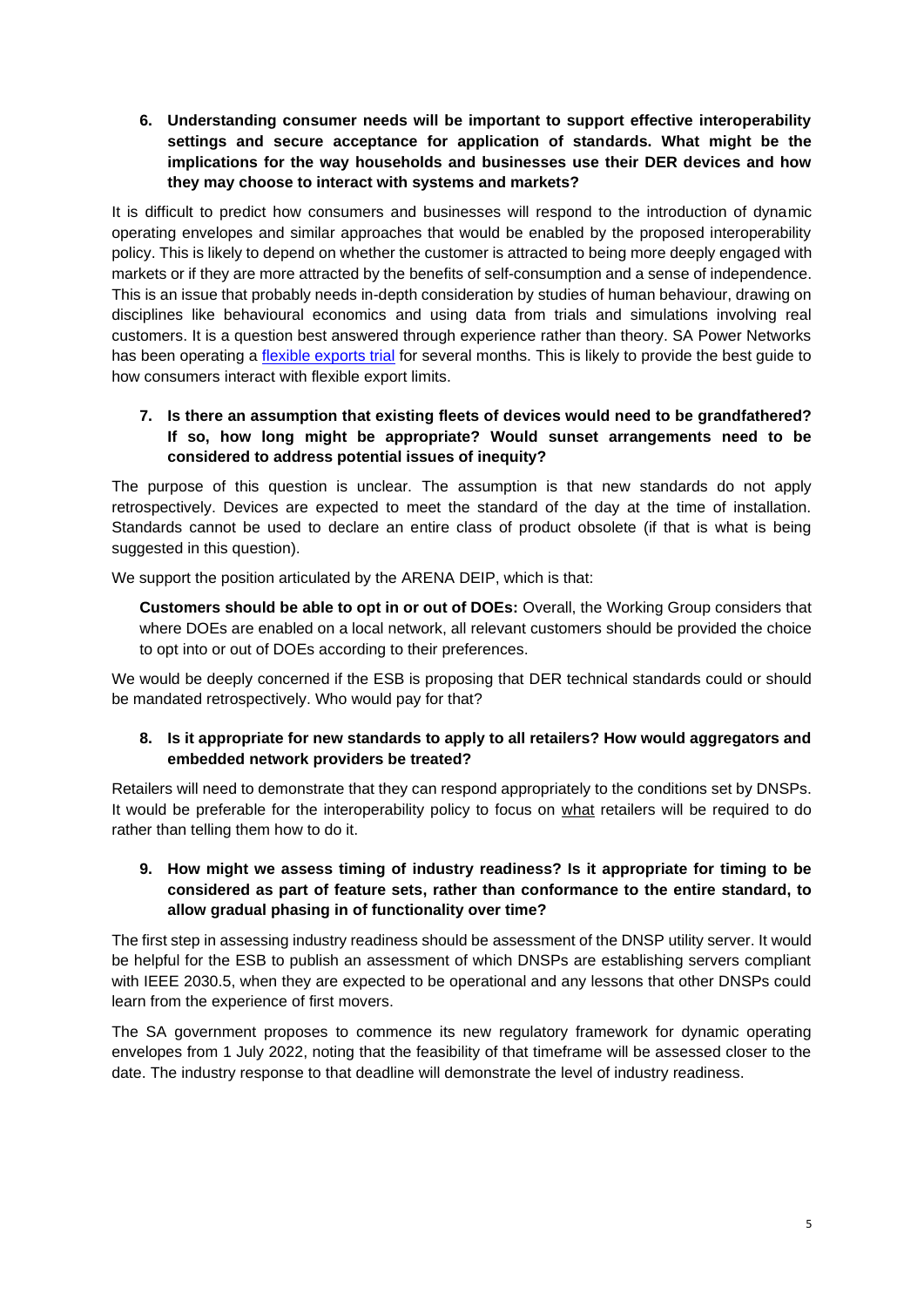**6. Understanding consumer needs will be important to support effective interoperability settings and secure acceptance for application of standards. What might be the implications for the way households and businesses use their DER devices and how they may choose to interact with systems and markets?**

It is difficult to predict how consumers and businesses will respond to the introduction of dynamic operating envelopes and similar approaches that would be enabled by the proposed interoperability policy. This is likely to depend on whether the customer is attracted to being more deeply engaged with markets or if they are more attracted by the benefits of self-consumption and a sense of independence. This is an issue that probably needs in-depth consideration by studies of human behaviour, drawing on disciplines like behavioural economics and using data from trials and simulations involving real customers. It is a question best answered through experience rather than theory. SA Power Networks has been operating a flexible exports trial for several months. This is likely to provide the best guide to how consumers interact with flexible export limits.

**7. Is there an assumption that existing fleets of devices would need to be grandfathered? If so, how long might be appropriate? Would sunset arrangements need to be considered to address potential issues of inequity?**

The purpose of this question is unclear. The assumption is that new standards do not apply retrospectively. Devices are expected to meet the standard of the day at the time of installation. Standards cannot be used to declare an entire class of product obsolete (if that is what is being suggested in this question).

We support the position articulated by the ARENA DEIP, which is that:

> **Customers should be able to opt in or out of DOEs:** Overall, the Working Group considers that where DOEs are enabled on a local network, all relevant customers should be provided the choice to opt into or out of DOEs according to their preferences.

We would be deeply concerned if the ESB is proposing that DER technical standards could or should be mandated retrospectively. Who would pay for that?

**8. Is it appropriate for new standards to apply to all retailers? How would aggregators and embedded network providers be treated?**

Retailers will need to demonstrate that they can respond appropriately to the conditions set by DNSPs. It would be preferable for the interoperability policy to focus on what retailers will be required to do rather than telling them how to do it.

**9. How might we assess timing of industry readiness? Is it appropriate for timing to be considered as part of feature sets, rather than conformance to the entire standard, to allow gradual phasing in of functionality over time?**

The first step in assessing industry readiness should be assessment of the DNSP utility server. It would be helpful for the ESB to publish an assessment of which DNSPs are establishing servers compliant with IEEE 2030.5, when they are expected to be operational and any lessons that other DNSPs could learn from the experience of first movers.

The SA government proposes to commence its new regulatory framework for dynamic operating envelopes from 1 July 2022, noting that the feasibility of that timeframe will be assessed closer to the date. The industry response to that deadline will demonstrate the level of industry readiness.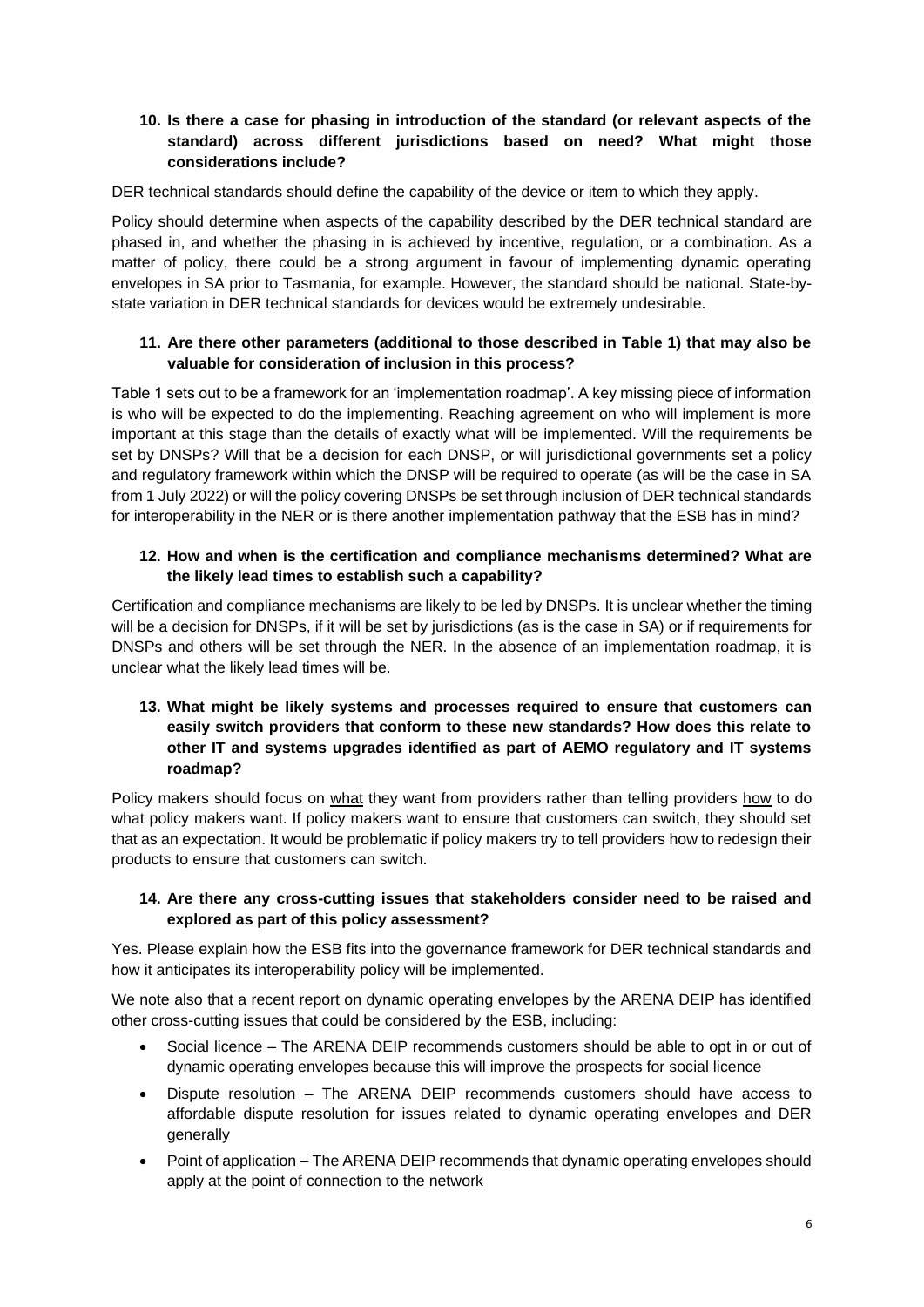**10. Is there a case for phasing in introduction of the standard (or relevant aspects of the standard) across different jurisdictions based on need? What might those considerations include?**

DER technical standards should define the capability of the device or item to which they apply.

Policy should determine when aspects of the capability described by the DER technical standard are phased in, and whether the phasing in is achieved by incentive, regulation, or a combination. As a matter of policy, there could be a strong argument in favour of implementing dynamic operating envelopes in SA prior to Tasmania, for example. However, the standard should be national. State-by-state variation in DER technical standards for devices would be extremely undesirable.

**11. Are there other parameters (additional to those described in Table 1) that may also be valuable for consideration of inclusion in this process?**

Table 1 sets out to be a framework for an 'implementation roadmap'. A key missing piece of information is who will be expected to do the implementing. Reaching agreement on who will implement is more important at this stage than the details of exactly what will be implemented. Will the requirements be set by DNSPs? Will that be a decision for each DNSP, or will jurisdictional governments set a policy and regulatory framework within which the DNSP will be required to operate (as will be the case in SA from 1 July 2022) or will the policy covering DNSPs be set through inclusion of DER technical standards for interoperability in the NER or is there another implementation pathway that the ESB has in mind?

**12. How and when is the certification and compliance mechanisms determined? What are the likely lead times to establish such a capability?**

Certification and compliance mechanisms are likely to be led by DNSPs. It is unclear whether the timing will be a decision for DNSPs, if it will be set by jurisdictions (as is the case in SA) or if requirements for DNSPs and others will be set through the NER. In the absence of an implementation roadmap, it is unclear what the likely lead times will be.

**13. What might be likely systems and processes required to ensure that customers can easily switch providers that conform to these new standards? How does this relate to other IT and systems upgrades identified as part of AEMO regulatory and IT systems roadmap?**

Policy makers should focus on <u>what</u> they want from providers rather than telling providers <u>how</u> to do what policy makers want. If policy makers want to ensure that customers can switch, they should set that as an expectation. It would be problematic if policy makers try to tell providers how to redesign their products to ensure that customers can switch.

**14. Are there any cross-cutting issues that stakeholders consider need to be raised and explored as part of this policy assessment?**

Yes. Please explain how the ESB fits into the governance framework for DER technical standards and how it anticipates its interoperability policy will be implemented.

We note also that a recent report on dynamic operating envelopes by the ARENA DEIP has identified other cross-cutting issues that could be considered by the ESB, including:

- Social licence – The ARENA DEIP recommends customers should be able to opt in or out of dynamic operating envelopes because this will improve the prospects for social licence
- Dispute resolution – The ARENA DEIP recommends customers should have access to affordable dispute resolution for issues related to dynamic operating envelopes and DER generally
- Point of application – The ARENA DEIP recommends that dynamic operating envelopes should apply at the point of connection to the network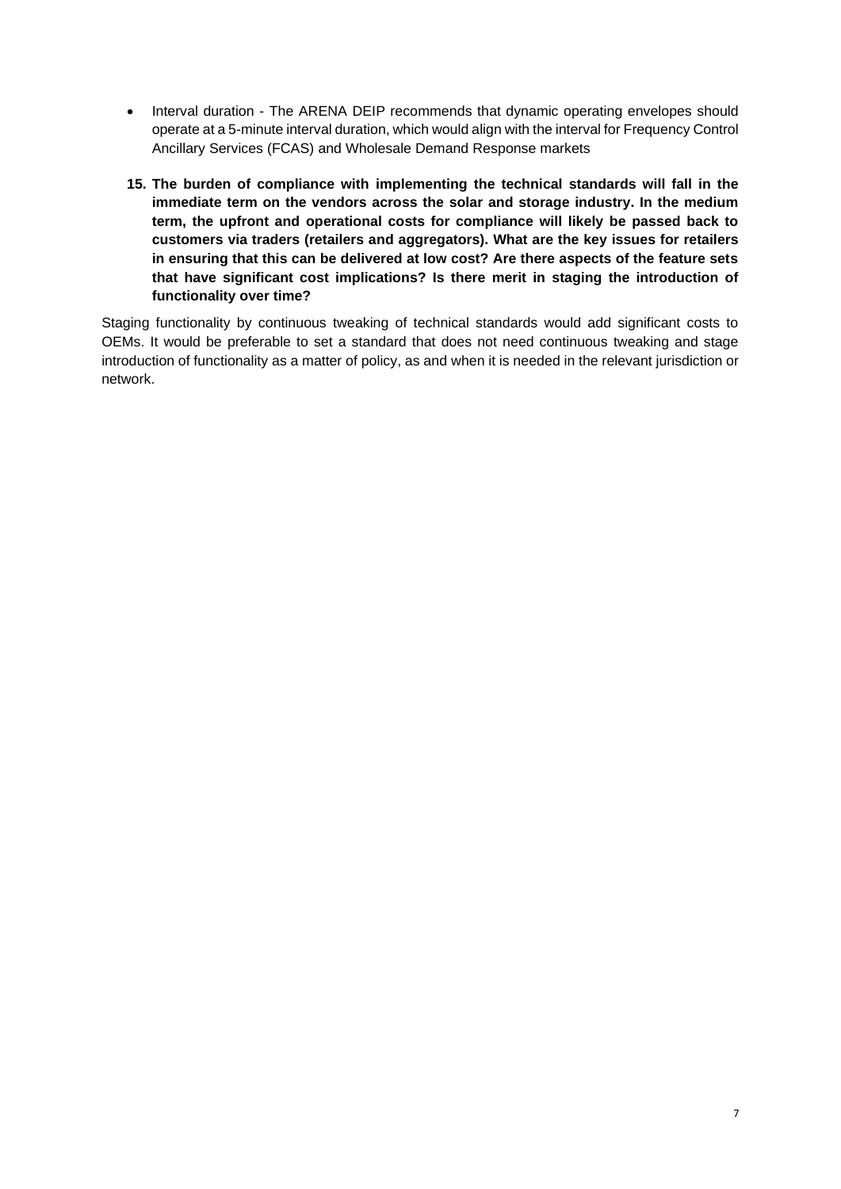- Interval duration - The ARENA DEIP recommends that dynamic operating envelopes should operate at a 5-minute interval duration, which would align with the interval for Frequency Control Ancillary Services (FCAS) and Wholesale Demand Response markets

**15. The burden of compliance with implementing the technical standards will fall in the immediate term on the vendors across the solar and storage industry. In the medium term, the upfront and operational costs for compliance will likely be passed back to customers via traders (retailers and aggregators). What are the key issues for retailers in ensuring that this can be delivered at low cost? Are there aspects of the feature sets that have significant cost implications? Is there merit in staging the introduction of functionality over time?**

Staging functionality by continuous tweaking of technical standards would add significant costs to OEMs. It would be preferable to set a standard that does not need continuous tweaking and stage introduction of functionality as a matter of policy, as and when it is needed in the relevant jurisdiction or network.